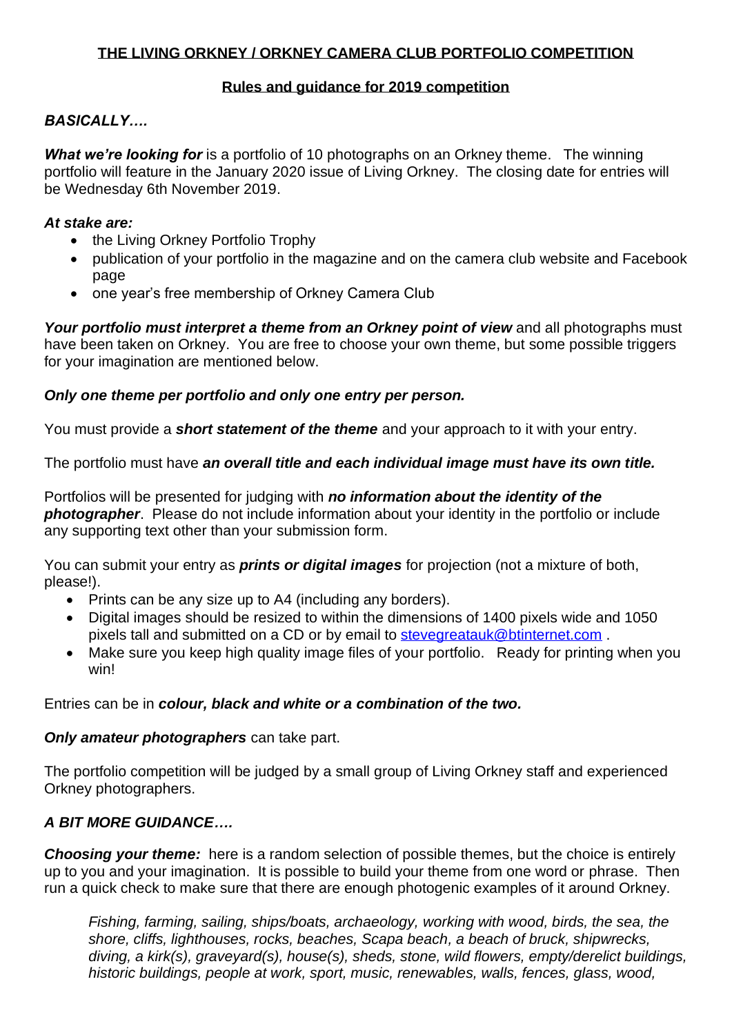# THE LIVING ORKNEY / ORKNEY CAMERA CLUB PORTFOLIO COMPETITION

## Rules and guidance for 2019 competition

### *BASICALLY….*

***What we're looking for*** is a portfolio of 10 photographs on an Orkney theme. The winning portfolio will feature in the January 2020 issue of Living Orkney. The closing date for entries will be Wednesday 6th November 2019.

***At stake are:***

- the Living Orkney Portfolio Trophy
- publication of your portfolio in the magazine and on the camera club website and Facebook page
- one year's free membership of Orkney Camera Club

***Your portfolio must interpret a theme from an Orkney point of view*** and all photographs must have been taken on Orkney. You are free to choose your own theme, but some possible triggers for your imagination are mentioned below.

***Only one theme per portfolio and only one entry per person.***

You must provide a ***short statement of the theme*** and your approach to it with your entry.

The portfolio must have ***an overall title and each individual image must have its own title.***

Portfolios will be presented for judging with ***no information about the identity of the photographer***. Please do not include information about your identity in the portfolio or include any supporting text other than your submission form.

You can submit your entry as ***prints or digital images*** for projection (not a mixture of both, please!).

- Prints can be any size up to A4 (including any borders).
- Digital images should be resized to within the dimensions of 1400 pixels wide and 1050 pixels tall and submitted on a CD or by email to stevegreatauk@btinternet.com .
- Make sure you keep high quality image files of your portfolio. Ready for printing when you win!

Entries can be in ***colour, black and white or a combination of the two.***

***Only amateur photographers*** can take part.

The portfolio competition will be judged by a small group of Living Orkney staff and experienced Orkney photographers.

### *A BIT MORE GUIDANCE….*

***Choosing your theme:*** here is a random selection of possible themes, but the choice is entirely up to you and your imagination. It is possible to build your theme from one word or phrase. Then run a quick check to make sure that there are enough photogenic examples of it around Orkney.

> *Fishing, farming, sailing, ships/boats, archaeology, working with wood, birds, the sea, the shore, cliffs, lighthouses, rocks, beaches, Scapa beach, a beach of bruck, shipwrecks, diving, a kirk(s), graveyard(s), house(s), sheds, stone, wild flowers, empty/derelict buildings, historic buildings, people at work, sport, music, renewables, walls, fences, glass, wood,*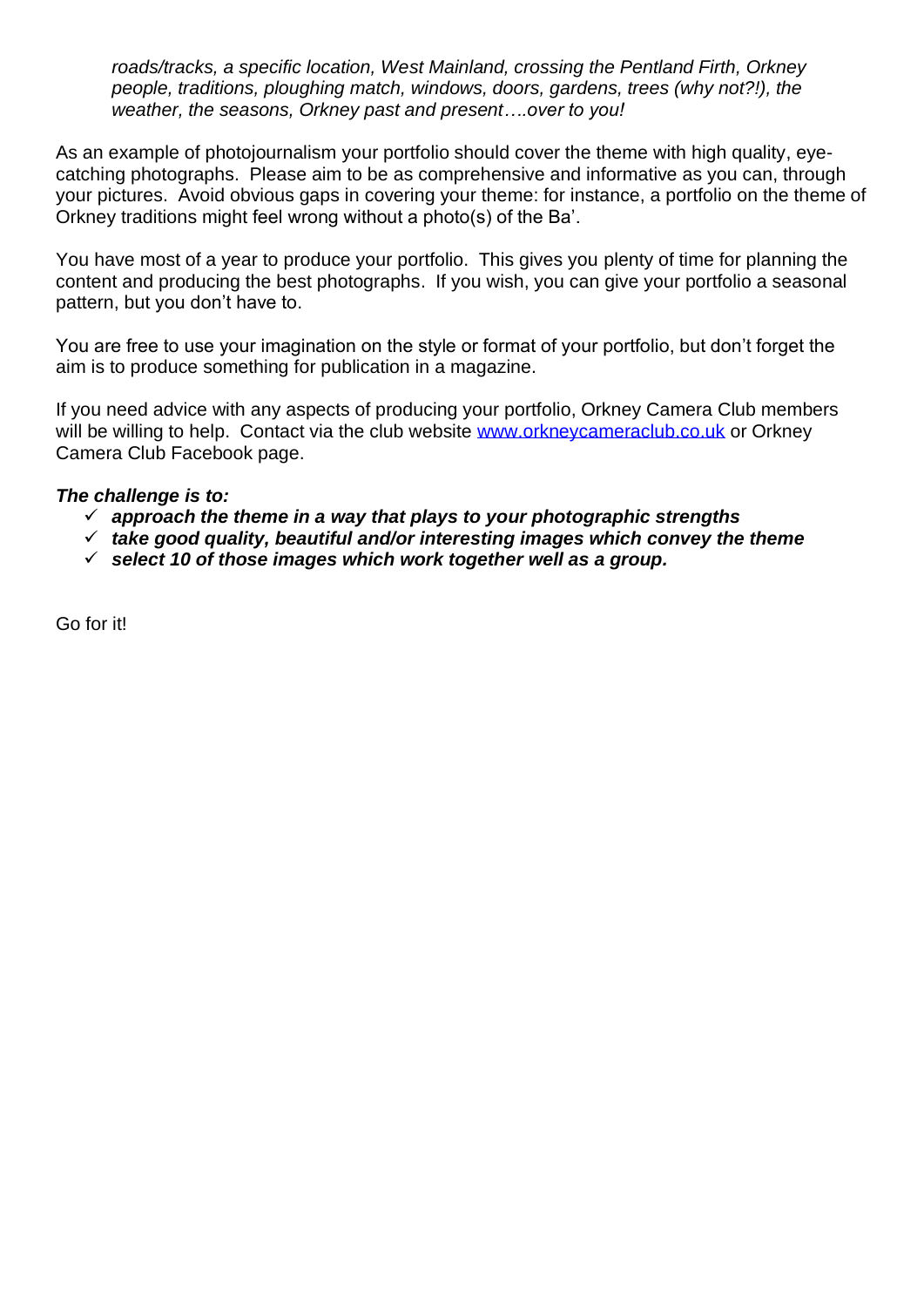*roads/tracks, a specific location, West Mainland, crossing the Pentland Firth, Orkney people, traditions, ploughing match, windows, doors, gardens, trees (why not?!), the weather, the seasons, Orkney past and present….over to you!*

As an example of photojournalism your portfolio should cover the theme with high quality, eye-catching photographs. Please aim to be as comprehensive and informative as you can, through your pictures. Avoid obvious gaps in covering your theme: for instance, a portfolio on the theme of Orkney traditions might feel wrong without a photo(s) of the Ba'.

You have most of a year to produce your portfolio. This gives you plenty of time for planning the content and producing the best photographs. If you wish, you can give your portfolio a seasonal pattern, but you don't have to.

You are free to use your imagination on the style or format of your portfolio, but don't forget the aim is to produce something for publication in a magazine.

If you need advice with any aspects of producing your portfolio, Orkney Camera Club members will be willing to help. Contact via the club website [www.orkneycameraclub.co.uk](http://www.orkneycameraclub.co.uk) or Orkney Camera Club Facebook page.

***The challenge is to:***

- ✓ ***approach the theme in a way that plays to your photographic strengths***
- ✓ ***take good quality, beautiful and/or interesting images which convey the theme***
- ✓ ***select 10 of those images which work together well as a group.***

Go for it!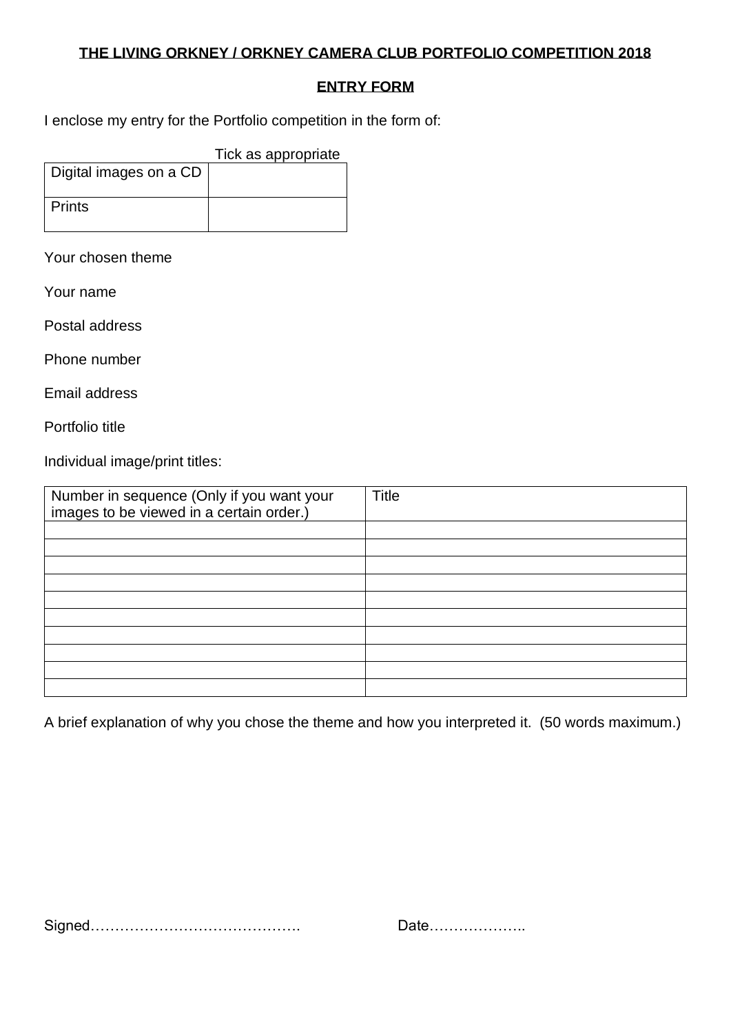**THE LIVING ORKNEY / ORKNEY CAMERA CLUB PORTFOLIO COMPETITION 2018**

**ENTRY FORM**

I enclose my entry for the Portfolio competition in the form of:

| | Tick as appropriate |
|---|---|
| Digital images on a CD | |
| Prints | |

Your chosen theme

Your name

Postal address

Phone number

Email address

Portfolio title

Individual image/print titles:

| Number in sequence (Only if you want your images to be viewed in a certain order.) | Title |
|---|---|
| | |
| | |
| | |
| | |
| | |
| | |
| | |
| | |
| | |
| | |

A brief explanation of why you chose the theme and how you interpreted it. (50 words maximum.)

Signed……………………………………. Date………………..